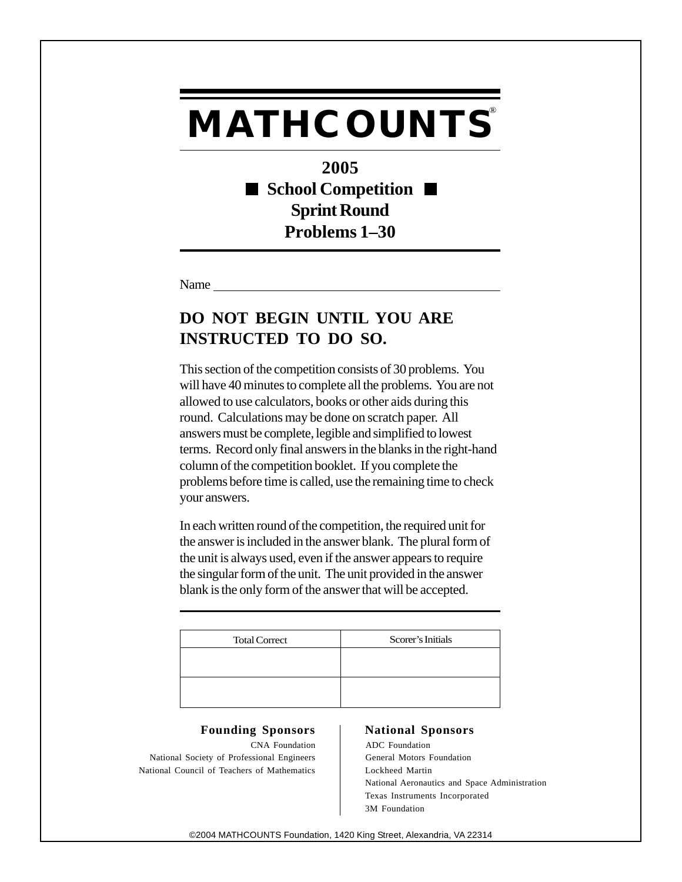# MATHCOUNTS®

## 2005
## ■ School Competition ■
## Sprint Round
## Problems 1–30

Name ______________________________________________

**DO NOT BEGIN UNTIL YOU ARE INSTRUCTED TO DO SO.**

This section of the competition consists of 30 problems. You will have 40 minutes to complete all the problems. You are not allowed to use calculators, books or other aids during this round. Calculations may be done on scratch paper. All answers must be complete, legible and simplified to lowest terms. Record only final answers in the blanks in the right-hand column of the competition booklet. If you complete the problems before time is called, use the remaining time to check your answers.

In each written round of the competition, the required unit for the answer is included in the answer blank. The plural form of the unit is always used, even if the answer appears to require the singular form of the unit. The unit provided in the answer blank is the only form of the answer that will be accepted.

| Total Correct | Scorer's Initials |
| --- | --- |
| | |
| | |

**Founding Sponsors**

CNA Foundation
National Society of Professional Engineers
National Council of Teachers of Mathematics

**National Sponsors**

ADC Foundation
General Motors Foundation
Lockheed Martin
National Aeronautics and Space Administration
Texas Instruments Incorporated
3M Foundation

©2004 MATHCOUNTS Foundation, 1420 King Street, Alexandria, VA 22314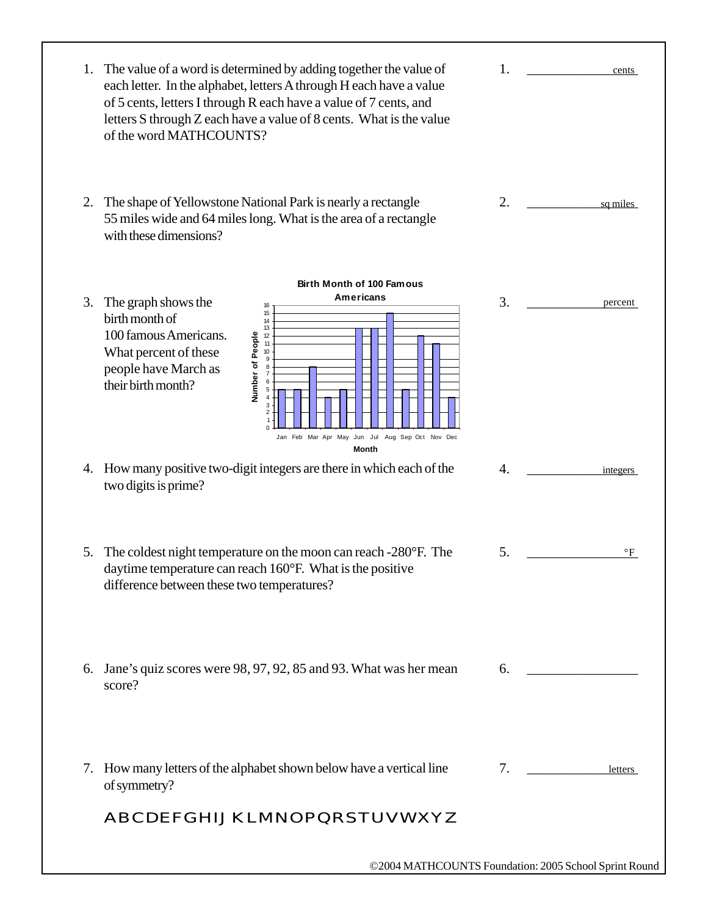1. The value of a word is determined by adding together the value of each letter. In the alphabet, letters A through H each have a value of 5 cents, letters I through R each have a value of 7 cents, and letters S through Z each have a value of 8 cents. What is the value of the word MATHCOUNTS?

   1. ______________ cents

2. The shape of Yellowstone National Park is nearly a rectangle 55 miles wide and 64 miles long. What is the area of a rectangle with these dimensions?

   2. ______________ sq miles

3. The graph shows the birth month of 100 famous Americans. What percent of these people have March as their birth month?

   **Birth Month of 100 Famous Americans**

   | Month | Number of People |
   |---|---|
   | Jan | 5 |
   | Feb | 5 |
   | Mar | 8 |
   | Apr | 4 |
   | May | 5 |
   | Jun | 13 |
   | Jul | 13 |
   | Aug | 15 |
   | Sep | 5 |
   | Oct | 12 |
   | Nov | 11 |
   | Dec | 4 |

   3. ______________ percent

4. How many positive two-digit integers are there in which each of the two digits is prime?

   4. ______________ integers

5. The coldest night temperature on the moon can reach -280°F. The daytime temperature can reach 160°F. What is the positive difference between these two temperatures?

   5. ______________ °F

6. Jane's quiz scores were 98, 97, 92, 85 and 93. What was her mean score?

   6. ______________

7. How many letters of the alphabet shown below have a vertical line of symmetry?

   A B C D E F G H I J K L M N O P Q R S T U V W X Y Z

   7. ______________ letters

©2004 MATHCOUNTS Foundation: 2005 School Sprint Round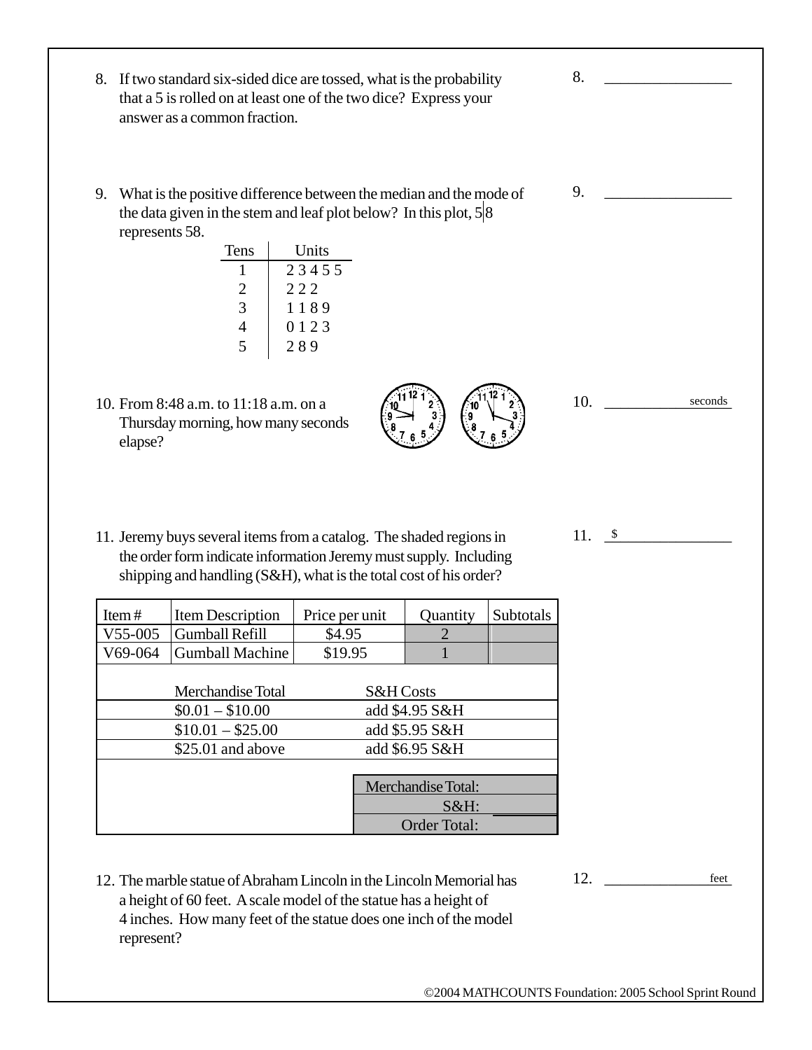8. If two standard six-sided dice are tossed, what is the probability that a 5 is rolled on at least one of the two dice? Express your answer as a common fraction.

8. ________________

9. What is the positive difference between the median and the mode of the data given in the stem and leaf plot below? In this plot, 5|8 represents 58.

| Tens | Units |
|---|---|
| 1 | 2 3 4 5 5 |
| 2 | 2 2 2 |
| 3 | 1 1 8 9 |
| 4 | 0 1 2 3 |
| 5 | 2 8 9 |

9. ________________

10. From 8:48 a.m. to 11:18 a.m. on a Thursday morning, how many seconds elapse?

10. ________________ seconds

11. Jeremy buys several items from a catalog. The shaded regions in the order form indicate information Jeremy must supply. Including shipping and handling (S&H), what is the total cost of his order?

| Item # | Item Description | Price per unit | Quantity | Subtotals |
|---|---|---|---|---|
| V55-005 | Gumball Refill | $4.95 | 2 | |
| V69-064 | Gumball Machine | $19.95 | 1 | |

| Merchandise Total | S&H Costs |
|---|---|
| $0.01 – $10.00 | add $4.95 S&H |
| $10.01 – $25.00 | add $5.95 S&H |
| $25.01 and above | add $6.95 S&H |

| | |
|---|---|
| Merchandise Total: | |
| S&H: | |
| Order Total: | |

11. $________________

12. The marble statue of Abraham Lincoln in the Lincoln Memorial has a height of 60 feet. A scale model of the statue has a height of 4 inches. How many feet of the statue does one inch of the model represent?

12. ________________ feet

©2004 MATHCOUNTS Foundation: 2005 School Sprint Round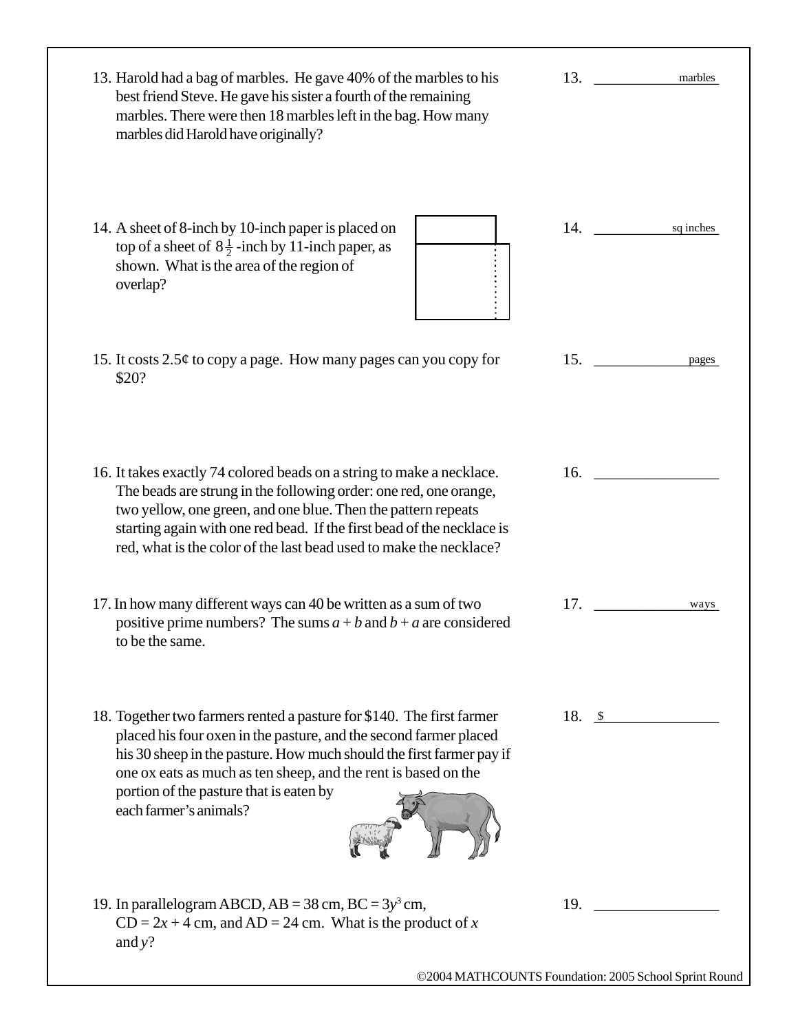13. Harold had a bag of marbles. He gave 40% of the marbles to his best friend Steve. He gave his sister a fourth of the remaining marbles. There were then 18 marbles left in the bag. How many marbles did Harold have originally?

13. ____________ marbles

14. A sheet of 8-inch by 10-inch paper is placed on top of a sheet of $8\frac{1}{2}$-inch by 11-inch paper, as shown. What is the area of the region of overlap?

14. ____________ sq inches

15. It costs 2.5¢ to copy a page. How many pages can you copy for $20?

15. ____________ pages

16. It takes exactly 74 colored beads on a string to make a necklace. The beads are strung in the following order: one red, one orange, two yellow, one green, and one blue. Then the pattern repeats starting again with one red bead. If the first bead of the necklace is red, what is the color of the last bead used to make the necklace?

16. ________________

17. In how many different ways can 40 be written as a sum of two positive prime numbers? The sums $a + b$ and $b + a$ are considered to be the same.

17. ____________ ways

18. Together two farmers rented a pasture for $140. The first farmer placed his four oxen in the pasture, and the second farmer placed his 30 sheep in the pasture. How much should the first farmer pay if one ox eats as much as ten sheep, and the rent is based on the portion of the pasture that is eaten by each farmer's animals?

18. $________________

19. In parallelogram ABCD, AB = 38 cm, BC = $3y^3$ cm, CD = $2x + 4$ cm, and AD = 24 cm. What is the product of $x$ and $y$?

19. ________________

©2004 MATHCOUNTS Foundation: 2005 School Sprint Round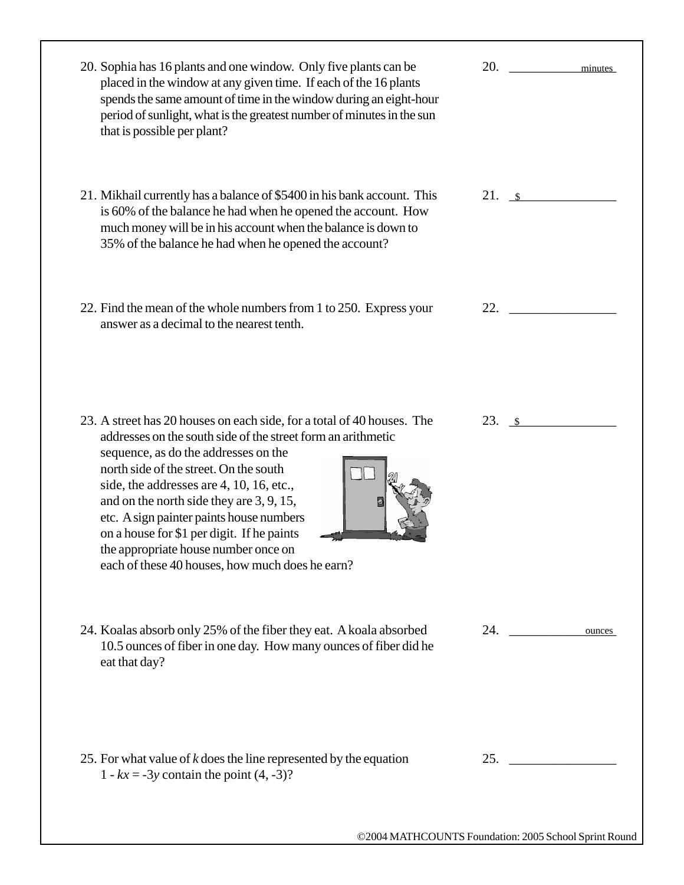20. Sophia has 16 plants and one window. Only five plants can be placed in the window at any given time. If each of the 16 plants spends the same amount of time in the window during an eight-hour period of sunlight, what is the greatest number of minutes in the sun that is possible per plant?

20. ____________ minutes

21. Mikhail currently has a balance of \$5400 in his bank account. This is 60% of the balance he had when he opened the account. How much money will be in his account when the balance is down to 35% of the balance he had when he opened the account?

21. \$ ____________

22. Find the mean of the whole numbers from 1 to 250. Express your answer as a decimal to the nearest tenth.

22. ____________

23. A street has 20 houses on each side, for a total of 40 houses. The addresses on the south side of the street form an arithmetic sequence, as do the addresses on the north side of the street. On the south side, the addresses are 4, 10, 16, etc., and on the north side they are 3, 9, 15, etc. A sign painter paints house numbers on a house for \$1 per digit. If he paints the appropriate house number once on each of these 40 houses, how much does he earn?

23. \$ ____________

24. Koalas absorb only 25% of the fiber they eat. A koala absorbed 10.5 ounces of fiber in one day. How many ounces of fiber did he eat that day?

24. ____________ ounces

25. For what value of $k$ does the line represented by the equation $1 - kx = -3y$ contain the point $(4, -3)$?

25. ____________

©2004 MATHCOUNTS Foundation: 2005 School Sprint Round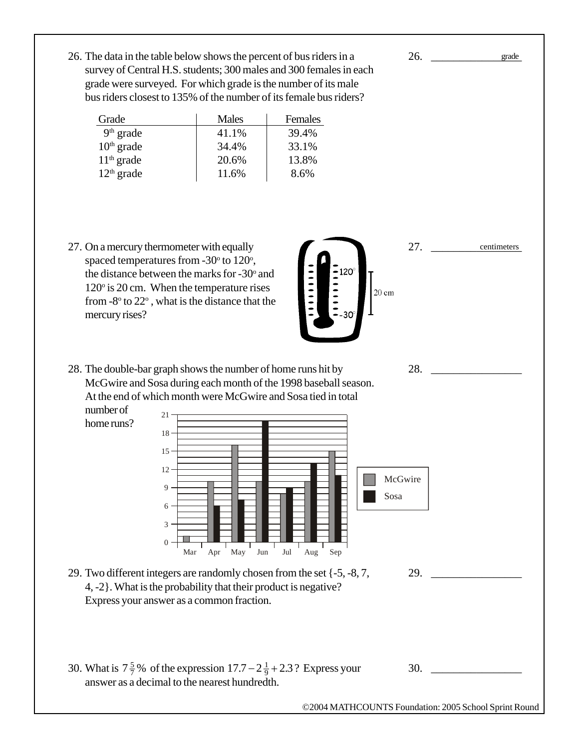26. The data in the table below shows the percent of bus riders in a survey of Central H.S. students; 300 males and 300 females in each grade were surveyed. For which grade is the number of its male bus riders closest to 135% of the number of its female bus riders?

| Grade | Males | Females |
|---|---|---|
| 9th grade | 41.1% | 39.4% |
| 10th grade | 34.4% | 33.1% |
| 11th grade | 20.6% | 13.8% |
| 12th grade | 11.6% | 8.6% |

26. _______________ grade

27. On a mercury thermometer with equally spaced temperatures from $-30^o$ to $120^o$, the distance between the marks for $-30^o$ and $120^o$ is 20 cm. When the temperature rises from $-8^o$ to $22^o$, what is the distance that the mercury rises?

120°
-30°
20 cm

27. _______________ centimeters

28. The double-bar graph shows the number of home runs hit by McGwire and Sosa during each month of the 1998 baseball season. At the end of which month were McGwire and Sosa tied in total number of home runs?

21
18
15
12
9
6
3
0
Mar Apr May Jun Jul Aug Sep
McGwire
Sosa

28. _______________

29. Two different integers are randomly chosen from the set {-5, -8, 7, 4, -2}. What is the probability that their product is negative? Express your answer as a common fraction.

29. _______________

30. What is $7\frac{5}{7}\%$ of the expression $17.7 - 2\frac{1}{9} + 2.3$? Express your answer as a decimal to the nearest hundredth.

30. _______________

©2004 MATHCOUNTS Foundation: 2005 School Sprint Round